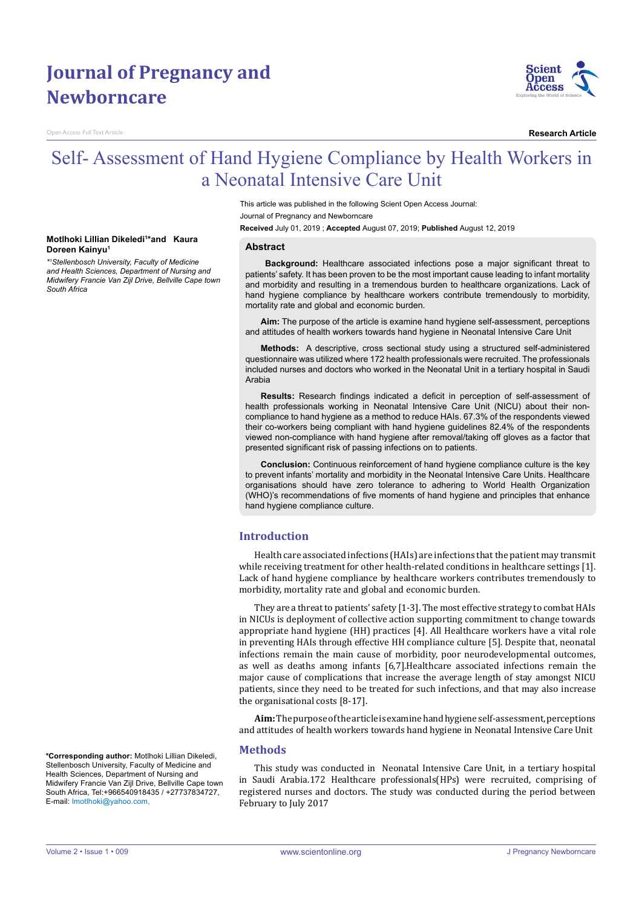Journal of Pregnancy and Newborncare

Open Access Full Text Article

Research Article

# Self- Assessment of Hand Hygiene Compliance by Health Workers in a Neonatal Intensive Care Unit

This article was published in the following Scient Open Access Journal:
Journal of Pregnancy and Newborncare

**Received** July 01, 2019 ; **Accepted** August 07, 2019; **Published** August 12, 2019

**Motlhoki Lillian Dikeledi[1]*and Kaura Doreen Kainyu[1]**

*[1]Stellenbosch University, Faculty of Medicine and Health Sciences, Department of Nursing and Midwifery Francie Van Zijl Drive, Bellville Cape town South Africa*

## Abstract

**Background:** Healthcare associated infections pose a major significant threat to patients' safety. It has been proven to be the most important cause leading to infant mortality and morbidity and resulting in a tremendous burden to healthcare organizations. Lack of hand hygiene compliance by healthcare workers contribute tremendously to morbidity, mortality rate and global and economic burden.

**Aim:** The purpose of the article is examine hand hygiene self-assessment, perceptions and attitudes of health workers towards hand hygiene in Neonatal Intensive Care Unit

**Methods:** A descriptive, cross sectional study using a structured self-administered questionnaire was utilized where 172 health professionals were recruited. The professionals included nurses and doctors who worked in the Neonatal Unit in a tertiary hospital in Saudi Arabia

**Results:** Research findings indicated a deficit in perception of self-assessment of health professionals working in Neonatal Intensive Care Unit (NICU) about their non-compliance to hand hygiene as a method to reduce HAIs. 67.3% of the respondents viewed their co-workers being compliant with hand hygiene guidelines 82.4% of the respondents viewed non-compliance with hand hygiene after removal/taking off gloves as a factor that presented significant risk of passing infections on to patients.

**Conclusion:** Continuous reinforcement of hand hygiene compliance culture is the key to prevent infants' mortality and morbidity in the Neonatal Intensive Care Units. Healthcare organisations should have zero tolerance to adhering to World Health Organization (WHO)'s recommendations of five moments of hand hygiene and principles that enhance hand hygiene compliance culture.

## Introduction

Health care associated infections (HAIs) are infections that the patient may transmit while receiving treatment for other health-related conditions in healthcare settings [1]. Lack of hand hygiene compliance by healthcare workers contributes tremendously to morbidity, mortality rate and global and economic burden.

They are a threat to patients' safety [1-3]. The most effective strategy to combat HAIs in NICUs is deployment of collective action supporting commitment to change towards appropriate hand hygiene (HH) practices [4]. All Healthcare workers have a vital role in preventing HAIs through effective HH compliance culture [5]. Despite that, neonatal infections remain the main cause of morbidity, poor neurodevelopmental outcomes, as well as deaths among infants [6,7].Healthcare associated infections remain the major cause of complications that increase the average length of stay amongst NICU patients, since they need to be treated for such infections, and that may also increase the organisational costs [8-17].

**Aim:** The purpose of the article is examine hand hygiene self-assessment, perceptions and attitudes of health workers towards hand hygiene in Neonatal Intensive Care Unit

## Methods

This study was conducted in Neonatal Intensive Care Unit, in a tertiary hospital in Saudi Arabia.172 Healthcare professionals(HPs) were recruited, comprising of registered nurses and doctors. The study was conducted during the period between February to July 2017

**\*Corresponding author:** Motlhoki Lillian Dikeledi, Stellenbosch University, Faculty of Medicine and Health Sciences, Department of Nursing and Midwifery Francie Van Zijl Drive, Bellville Cape town South Africa, Tel:+966540918435 / +27737834727, E-mail: lmotlhoki@yahoo.com,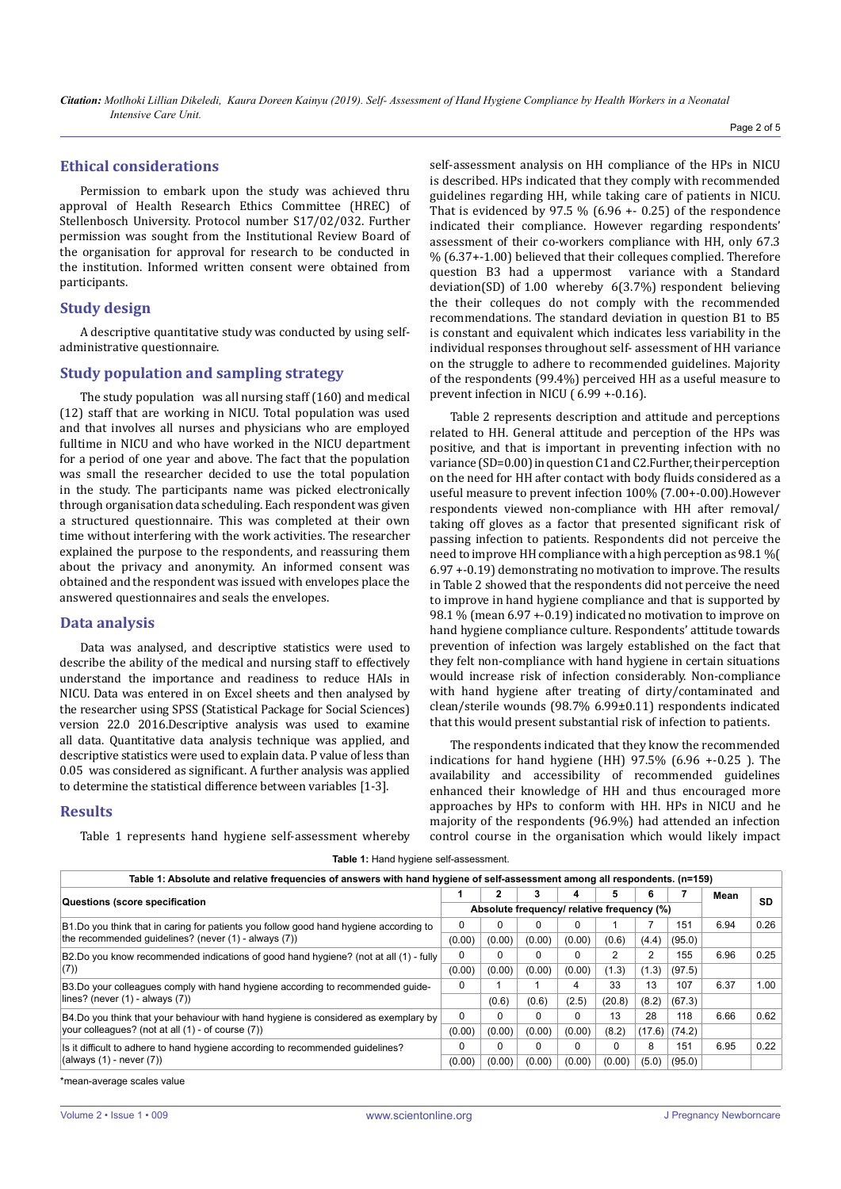## Ethical considerations

Permission to embark upon the study was achieved thru approval of Health Research Ethics Committee (HREC) of Stellenbosch University. Protocol number S17/02/032. Further permission was sought from the Institutional Review Board of the organisation for approval for research to be conducted in the institution. Informed written consent were obtained from participants.

## Study design

A descriptive quantitative study was conducted by using self-administrative questionnaire.

## Study population and sampling strategy

The study population was all nursing staff (160) and medical (12) staff that are working in NICU. Total population was used and that involves all nurses and physicians who are employed fulltime in NICU and who have worked in the NICU department for a period of one year and above. The fact that the population was small the researcher decided to use the total population in the study. The participants name was picked electronically through organisation data scheduling. Each respondent was given a structured questionnaire. This was completed at their own time without interfering with the work activities. The researcher explained the purpose to the respondents, and reassuring them about the privacy and anonymity. An informed consent was obtained and the respondent was issued with envelopes place the answered questionnaires and seals the envelopes.

## Data analysis

Data was analysed, and descriptive statistics were used to describe the ability of the medical and nursing staff to effectively understand the importance and readiness to reduce HAIs in NICU. Data was entered in on Excel sheets and then analysed by the researcher using SPSS (Statistical Package for Social Sciences) version 22.0 2016.Descriptive analysis was used to examine all data. Quantitative data analysis technique was applied, and descriptive statistics were used to explain data. P value of less than 0.05 was considered as significant. A further analysis was applied to determine the statistical difference between variables [1-3].

## Results

Table 1 represents hand hygiene self-assessment whereby self-assessment analysis on HH compliance of the HPs in NICU is described. HPs indicated that they comply with recommended guidelines regarding HH, while taking care of patients in NICU. That is evidenced by 97.5 % (6.96 +- 0.25) of the respondence indicated their compliance. However regarding respondents' assessment of their co-workers compliance with HH, only 67.3 % (6.37+-1.00) believed that their colleques complied. Therefore question B3 had a uppermost variance with a Standard deviation(SD) of 1.00 whereby 6(3.7%) respondent believing the their colleques do not comply with the recommended recommendations. The standard deviation in question B1 to B5 is constant and equivalent which indicates less variability in the individual responses throughout self- assessment of HH variance on the struggle to adhere to recommended guidelines. Majority of the respondents (99.4%) perceived HH as a useful measure to prevent infection in NICU ( 6.99 +-0.16).

Table 2 represents description and attitude and perceptions related to HH. General attitude and perception of the HPs was positive, and that is important in preventing infection with no variance (SD=0.00) in question C1 and C2.Further, their perception on the need for HH after contact with body fluids considered as a useful measure to prevent infection 100% (7.00+-0.00).However respondents viewed non-compliance with HH after removal/ taking off gloves as a factor that presented significant risk of passing infection to patients. Respondents did not perceive the need to improve HH compliance with a high perception as 98.1 %( 6.97 +-0.19) demonstrating no motivation to improve. The results in Table 2 showed that the respondents did not perceive the need to improve in hand hygiene compliance and that is supported by 98.1 % (mean 6.97 +-0.19) indicated no motivation to improve on hand hygiene compliance culture. Respondents' attitude towards prevention of infection was largely established on the fact that they felt non-compliance with hand hygiene in certain situations would increase risk of infection considerably. Non-compliance with hand hygiene after treating of dirty/contaminated and clean/sterile wounds (98.7% 6.99±0.11) respondents indicated that this would present substantial risk of infection to patients.

The respondents indicated that they know the recommended indications for hand hygiene (HH) 97.5% (6.96 +-0.25 ). The availability and accessibility of recommended guidelines enhanced their knowledge of HH and thus encouraged more approaches by HPs to conform with HH. HPs in NICU and he majority of the respondents (96.9%) had attended an infection control course in the organisation which would likely impact

**Table 1:** Hand hygiene self-assessment.

| Table 1: Absolute and relative frequencies of answers with hand hygiene of self-assessment among all respondents. (n=159) | | | | | | | | | |
|---|---|---|---|---|---|---|---|---|---|
| Questions (score specification | 1 | 2 | 3 | 4 | 5 | 6 | 7 | Mean | SD |
| | Absolute frequency/ relative frequency (%) | | | | | | | | |
| B1.Do you think that in caring for patients you follow good hand hygiene according to the recommended guidelines? (never (1) - always (7)) | 0 | 0 | 0 | 0 | 1 | 7 | 151 | 6.94 | 0.26 |
| | (0.00) | (0.00) | (0.00) | (0.00) | (0.6) | (4.4) | (95.0) | | |
| B2.Do you know recommended indications of good hand hygiene? (not at all (1) - fully (7)) | 0 | 0 | 0 | 0 | 2 | 2 | 155 | 6.96 | 0.25 |
| | (0.00) | (0.00) | (0.00) | (0.00) | (1.3) | (1.3) | (97.5) | | |
| B3.Do your colleagues comply with hand hygiene according to recommended guide-lines? (never (1) - always (7)) | 0 | 1 | 1 | 4 | 33 | 13 | 107 | 6.37 | 1.00 |
| | | (0.6) | (0.6) | (2.5) | (20.8) | (8.2) | (67.3) | | |
| B4.Do you think that your behaviour with hand hygiene is considered as exemplary by your colleagues? (not at all (1) - of course (7)) | 0 | 0 | 0 | 0 | 13 | 28 | 118 | 6.66 | 0.62 |
| | (0.00) | (0.00) | (0.00) | (0.00) | (8.2) | (17.6) | (74.2) | | |
| Is it difficult to adhere to hand hygiene according to recommended guidelines? (always (1) - never (7)) | 0 | 0 | 0 | 0 | 0 | 8 | 151 | 6.95 | 0.22 |
| | (0.00) | (0.00) | (0.00) | (0.00) | (0.00) | (5.0) | (95.0) | | |

*mean-average scales value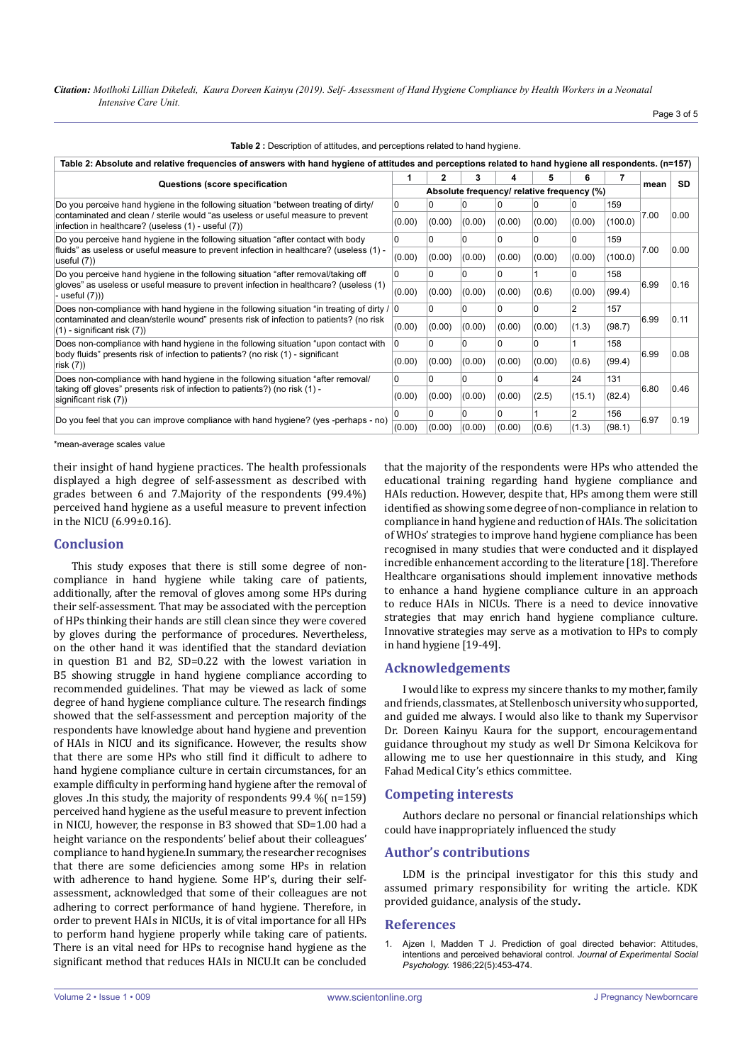**Table 2 :** Description of attitudes, and perceptions related to hand hygiene.

| Table 2: Absolute and relative frequencies of answers with hand hygiene of attitudes and perceptions related to hand hygiene all respondents. (n=157) | | | | | | | | | |
|---|---|---|---|---|---|---|---|---|---|
| Questions (score specification | 1 | 2 | 3 | 4 | 5 | 6 | 7 | mean | SD |
| | Absolute frequency/ relative frequency (%) | | | | | | | | |
| Do you perceive hand hygiene in the following situation "between treating of dirty/ contaminated and clean / sterile would "as useless or useful measure to prevent infection in healthcare? (useless (1) - useful (7)) | 0 (0.00) | 0 (0.00) | 0 (0.00) | 0 (0.00) | 0 (0.00) | 0 (0.00) | 159 (100.0) | 7.00 | 0.00 |
| Do you perceive hand hygiene in the following situation "after contact with body fluids" as useless or useful measure to prevent infection in healthcare? (useless (1) - useful (7)) | 0 (0.00) | 0 (0.00) | 0 (0.00) | 0 (0.00) | 0 (0.00) | 0 (0.00) | 159 (100.0) | 7.00 | 0.00 |
| Do you perceive hand hygiene in the following situation "after removal/taking off gloves" as useless or useful measure to prevent infection in healthcare? (useless (1) - useful (7))) | 0 (0.00) | 0 (0.00) | 0 (0.00) | 0 (0.00) | 1 (0.6) | 0 (0.00) | 158 (99.4) | 6.99 | 0.16 |
| Does non-compliance with hand hygiene in the following situation "in treating of dirty / contaminated and clean/sterile wound" presents risk of infection to patients? (no risk (1) - significant risk (7)) | 0 (0.00) | 0 (0.00) | 0 (0.00) | 0 (0.00) | 0 (0.00) | 2 (1.3) | 157 (98.7) | 6.99 | 0.11 |
| Does non-compliance with hand hygiene in the following situation "upon contact with body fluids" presents risk of infection to patients? (no risk (1) - significant risk (7)) | 0 (0.00) | 0 (0.00) | 0 (0.00) | 0 (0.00) | 0 (0.00) | 1 (0.6) | 158 (99.4) | 6.99 | 0.08 |
| Does non-compliance with hand hygiene in the following situation "after removal/ taking off gloves" presents risk of infection to patients?) (no risk (1) - significant risk (7)) | 0 (0.00) | 0 (0.00) | 0 (0.00) | 0 (0.00) | 4 (2.5) | 24 (15.1) | 131 (82.4) | 6.80 | 0.46 |
| Do you feel that you can improve compliance with hand hygiene? (yes -perhaps - no) | 0 (0.00) | 0 (0.00) | 0 (0.00) | 0 (0.00) | 1 (0.6) | 2 (1.3) | 156 (98.1) | 6.97 | 0.19 |

*mean-average scales value

their insight of hand hygiene practices. The health professionals displayed a high degree of self-assessment as described with grades between 6 and 7.Majority of the respondents (99.4%) perceived hand hygiene as a useful measure to prevent infection in the NICU (6.99±0.16).

## Conclusion

This study exposes that there is still some degree of non-compliance in hand hygiene while taking care of patients, additionally, after the removal of gloves among some HPs during their self-assessment. That may be associated with the perception of HPs thinking their hands are still clean since they were covered by gloves during the performance of procedures. Nevertheless, on the other hand it was identified that the standard deviation in question B1 and B2, SD=0.22 with the lowest variation in B5 showing struggle in hand hygiene compliance according to recommended guidelines. That may be viewed as lack of some degree of hand hygiene compliance culture. The research findings showed that the self-assessment and perception majority of the respondents have knowledge about hand hygiene and prevention of HAIs in NICU and its significance. However, the results show that there are some HPs who still find it difficult to adhere to hand hygiene compliance culture in certain circumstances, for an example difficulty in performing hand hygiene after the removal of gloves .In this study, the majority of respondents 99.4 %( n=159) perceived hand hygiene as the useful measure to prevent infection in NICU, however, the response in B3 showed that SD=1.00 had a height variance on the respondents' belief about their colleagues' compliance to hand hygiene.In summary, the researcher recognises that there are some deficiencies among some HPs in relation with adherence to hand hygiene. Some HP's, during their self-assessment, acknowledged that some of their colleagues are not adhering to correct performance of hand hygiene. Therefore, in order to prevent HAIs in NICUs, it is of vital importance for all HPs to perform hand hygiene properly while taking care of patients. There is an vital need for HPs to recognise hand hygiene as the significant method that reduces HAIs in NICU.It can be concluded that the majority of the respondents were HPs who attended the educational training regarding hand hygiene compliance and HAIs reduction. However, despite that, HPs among them were still identified as showing some degree of non-compliance in relation to compliance in hand hygiene and reduction of HAIs. The solicitation of WHOs' strategies to improve hand hygiene compliance has been recognised in many studies that were conducted and it displayed incredible enhancement according to the literature [18]. Therefore Healthcare organisations should implement innovative methods to enhance a hand hygiene compliance culture in an approach to reduce HAIs in NICUs. There is a need to device innovative strategies that may enrich hand hygiene compliance culture. Innovative strategies may serve as a motivation to HPs to comply in hand hygiene [19-49].

## Acknowledgements

I would like to express my sincere thanks to my mother, family and friends, classmates, at Stellenbosch university who supported, and guided me always. I would also like to thank my Supervisor Dr. Doreen Kainyu Kaura for the support, encouragementand guidance throughout my study as well Dr Simona Kelcikova for allowing me to use her questionnaire in this study, and King Fahad Medical City's ethics committee.

## Competing interests

Authors declare no personal or financial relationships which could have inappropriately influenced the study

## Author's contributions

LDM is the principal investigator for this this study and assumed primary responsibility for writing the article. KDK provided guidance, analysis of the study**.**

## References

1. Ajzen I, Madden T J. Prediction of goal directed behavior: Attitudes, intentions and perceived behavioral control. *Journal of Experimental Social Psychology.* 1986;22(5):453-474.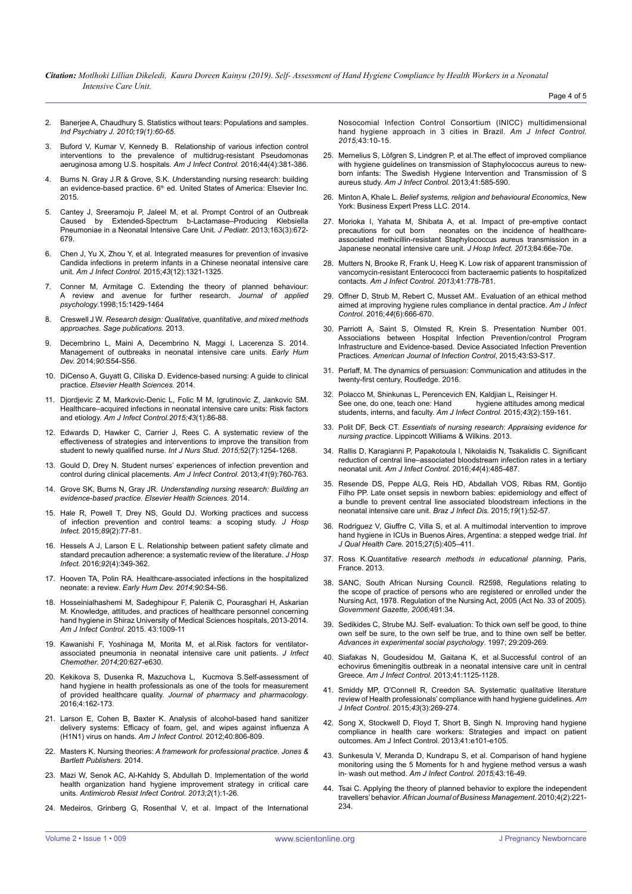2. Banerjee A, Chaudhury S. Statistics without tears: Populations and samples. *Ind Psychiatry J. 2010;19(1):60-65.*
3. Buford V, Kumar V, Kennedy B. Relationship of various infection control interventions to the prevalence of multidrug-resistant Pseudomonas aeruginosa among U.S. hospitals. *Am J Infect Control.* 2016;44(4):381-386.
4. Burns N. Gray J.R & Grove, S.K. *Understanding nursing research: building an evidence-based practice.* 6th ed. United States of America: Elsevier Inc. 2015.
5. Cantey J, Sreeramoju P, Jaleel M, et al. Prompt Control of an Outbreak Caused by Extended-Spectrum b-Lactamase–Producing Klebsiella Pneumoniae in a Neonatal Intensive Care Unit. *J Pediatr.* 2013;163(3):672-679.
6. Chen J, Yu X, Zhou Y, et al. Integrated measures for prevention of invasive Candida infections in preterm infants in a Chinese neonatal intensive care unit. *Am J Infect Control.* 2015;*43*(12):1321-1325.
7. Conner M, Armitage C. Extending the theory of planned behaviour: A review and avenue for further research. *Journal of applied psychology*.1998;15:1429-1464
8. Creswell J W. *Research design: Qualitative, quantitative, and mixed methods approaches. Sage publications.* 2013.
9. Decembrino L, Maini A, Decembrino N, Maggi I, Lacerenza S. 2014. Management of outbreaks in neonatal intensive care units. *Early Hum Dev.* 2014;*90*:S54-S56.
10. DiCenso A, Guyatt G, Ciliska D. Evidence-based nursing: A guide to clinical practice. *Elsevier Health Sciences.* 2014.
11. Djordjevic Z M, Markovic-Denic L, Folic M M, Igrutinovic Z, Jankovic SM. Healthcare–acquired infections in neonatal intensive care units: Risk factors and etiology. *Am J Infect Control.2015;43*(1):86-88.
12. Edwards D, Hawker C, Carrier J, Rees C. A systematic review of the effectiveness of strategies and interventions to improve the transition from student to newly qualified nurse. *Int J Nurs Stud. 2015;*52(7):1254-1268.
13. Gould D, Drey N. Student nurses' experiences of infection prevention and control during clinical placements. *Am J Infect Control.* 2013;*41*(9):760-763.
14. Grove SK, Burns N, Gray JR. *Understanding nursing research: Building an evidence-based practice. Elsevier Health Sciences.* 2014.
15. Hale R, Powell T, Drey NS, Gould DJ. Working practices and success of infection prevention and control teams: a scoping study. *J Hosp Infect.* 2015;*89*(2):77-81.
16. Hessels A J, Larson E L. Relationship between patient safety climate and standard precaution adherence: a systematic review of the literature. *J Hosp Infect.* 2016;*92*(4):349-362.
17. Hooven TA, Polin RA. Healthcare-associated infections in the hospitalized neonate: a review. *Early Hum Dev. 2014;90*:S4-S6.
18. Hosseinialhashemi M, Sadeghipour F, Palenik C, Pourasghari H, Askarian M. Knowledge, attitudes, and practices of healthcare personnel concerning hand hygiene in Shiraz University of Medical Sciences hospitals, 2013-2014. *Am J Infect Control.* 2015. 43:1009-11
19. Kawanishi F, Yoshinaga M, Morita M, et al.Risk factors for ventilator-associated pneumonia in neonatal intensive care unit patients. *J Infect Chemother. 2014;*20:627-e630.
20. Kekikova S, Dusenka R, Mazuchova L, Kucmova S.Self-assessment of hand hygiene in health professionals as one of the tools for measurement of provided healthcare quality. *Journal of pharmacy and pharmacology*. 2016;4:162-173.
21. Larson E, Cohen B, Baxter K. Analysis of alcohol-based hand sanitizer delivery systems: Efficacy of foam, gel, and wipes against influenza A (H1N1) virus on hands. *Am J Infect Control.* 2012;40:806-809.
22. Masters K. Nursing theories: *A framework for professional practice. Jones & Bartlett Publishers.* 2014.
23. Mazi W, Senok AC, Al-Kahldy S, Abdullah D. Implementation of the world health organization hand hygiene improvement strategy in critical care units. *Antimicrob Resist Infect Control. 2013;2*(1):1-26.
24. Medeiros, Grinberg G, Rosenthal V, et al. Impact of the International Nosocomial Infection Control Consortium (INICC) multidimensional hand hygiene approach in 3 cities in Brazil. *Am J Infect Control. 2015;*43:10-15.
25. Mernelius S, Löfgren S, Lindgren P, et al.The effect of improved compliance with hygiene guidelines on transmission of Staphylococcus aureus to newborn infants: The Swedish Hygiene Intervention and Transmission of S aureus study. *Am J Infect Control.* 2013;41:585-590.
26. Minton A, Khale L. *Belief systems, religion and behavioural Economics*, New York: Business Expert Press LLC. 2014.
27. Morioka I, Yahata M, Shibata A, et al. Impact of pre-emptive contact precautions for out born neonates on the incidence of healthcare-associated methicillin-resistant Staphylococcus aureus transmission in a Japanese neonatal intensive care unit. *J Hosp Infect. 2013;*84:66e-70e.
28. Mutters N, Brooke R, Frank U, Heeg K. Low risk of apparent transmission of vancomycin-resistant Enterococci from bacteraemic patients to hospitalized contacts. *Am J Infect Control. 2013;*41:778-781.
29. Offner D, Strub M, Rebert C, Musset AM.. Evaluation of an ethical method aimed at improving hygiene rules compliance in dental practice. *Am J Infect Control.* 2016;*44*(6):666-670.
30. Parriott A, Saint S, Olmsted R, Krein S. Presentation Number 001. Associations between Hospital Infection Prevention/control Program Infrastructure and Evidence-based. Device Associated Infection Prevention Practices. *American Journal of Infection Control*, 2015;43:S3-S17.
31. Perlaff, M. The dynamics of persuasion: Communication and attitudes in the twenty-first century, Routledge. 2016.
32. Polacco M, Shinkunas L, Perencevich EN, Kaldjian L, Reisinger H. See one, do one, teach one: Hand hygiene attitudes among medical students, interns, and faculty. *Am J Infect Control.* 2015;*43*(2):159-161.
33. Polit DF, Beck CT. *Essentials of nursing research: Appraising evidence for nursing practice*. Lippincott Williams & Wilkins. 2013.
34. Rallis D, Karagianni P, Papakotoula I, Nikolaidis N, Tsakalidis C. Significant reduction of central line–associated bloodstream infection rates in a tertiary neonatal unit. *Am J Infect Control.* 2016;*44*(4):485-487.
35. Resende DS, Peppe ALG, Reis HD, Abdallah VOS, Ribas RM, Gontijo Filho PP. Late onset sepsis in newborn babies: epidemiology and effect of a bundle to prevent central line associated bloodstream infections in the neonatal intensive care unit. *Braz J Infect Dis.* 2015;*19*(1):52-57.
36. Rodriguez V, Giuffre C, Villa S, et al. A multimodal intervention to improve hand hygiene in ICUs in Buenos Aires, Argentina: a stepped wedge trial. *Int J Qual Health Care.* 2015;27(5):405–411.
37. Ross K.*Quantitative research methods in educational planning*, Paris, France. 2013.
38. SANC, South African Nursing Council. R2598, Regulations relating to the scope of practice of persons who are registered or enrolled under the Nursing Act, 1978. Regulation of the Nursing Act, 2005 (Act No. 33 of 2005). *Government Gazette, 2006;*491:34.
39. Sedikides C, Strube MJ. Self- evaluation: To thick own self be good, to thine own self be sure, to thine own self be true, and to thine own self be better. *Advances in experimental social psychology*. 1997; 29:209-269.
40. Siafakas N, Goudesidou M, Gaitana K, et al.Successful control of an echovirus 6meningitis outbreak in a neonatal intensive care unit in central Greece. *Am J Infect Control.* 2013;41:1125-1128.
41. Smiddy MP, O'Connell R, Creedon SA. Systematic qualitative literature review of Health professionals' compliance with hand hygiene guidelines. *Am J Infect Control.* 2015;*43*(3):269-274.
42. Song X, Stockwell D, Floyd T, Short B, Singh N. Improving hand hygiene compliance in health care workers: Strategies and impact on patient outcomes. Am J Infect Control. 2013;41:e101-e105.
43. Sunkesula V, Meranda D, Kundrapu S, et al. Comparison of hand hygiene monitoring using the 5 Moments for h and hygiene method versus a wash in- wash out method. *Am J Infect Control. 2015;*43:16-49.
44. Tsai C. Applying the theory of planned behavior to explore the independent travellers' behavior. *African Journal of Business Management.* 2010;4(2):221-234.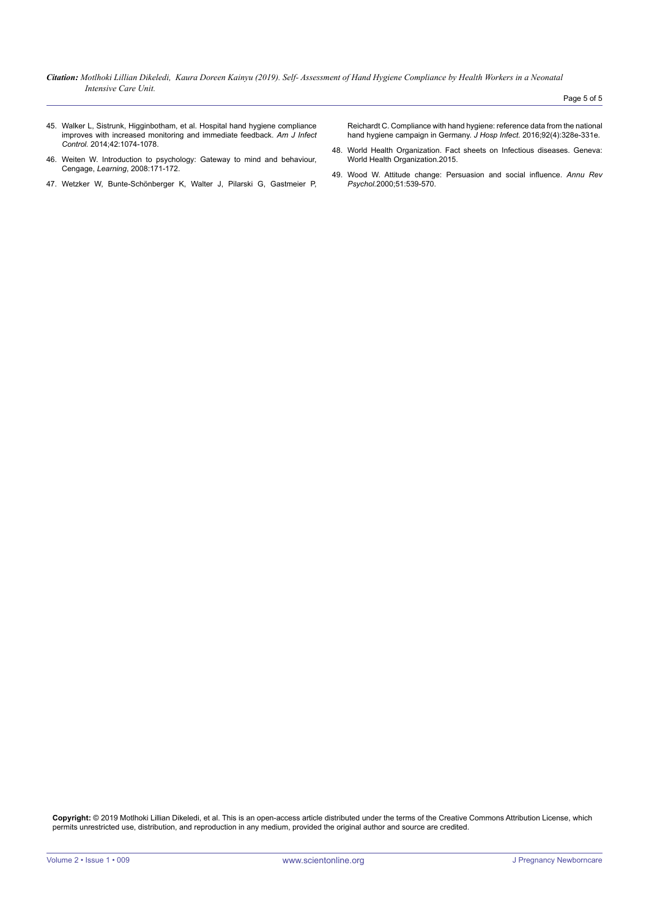45. Walker L, Sistrunk, Higginbotham, et al. Hospital hand hygiene compliance improves with increased monitoring and immediate feedback. *Am J Infect Control.* 2014;42:1074-1078.
46. Weiten W. Introduction to psychology: Gateway to mind and behaviour, Cengage, *Learning*, 2008:171-172.
47. Wetzker W, Bunte-Schönberger K, Walter J, Pilarski G, Gastmeier P, Reichardt C. Compliance with hand hygiene: reference data from the national hand hygiene campaign in Germany. *J Hosp Infect.* 2016;92(4):328e-331e.
48. World Health Organization. Fact sheets on Infectious diseases. Geneva: World Health Organization.2015.
49. Wood W. Attitude change: Persuasion and social influence. *Annu Rev Psychol.*2000;51:539-570.

**Copyright:** © 2019 Motlhoki Lillian Dikeledi, et al. This is an open-access article distributed under the terms of the Creative Commons Attribution License, which permits unrestricted use, distribution, and reproduction in any medium, provided the original author and source are credited.